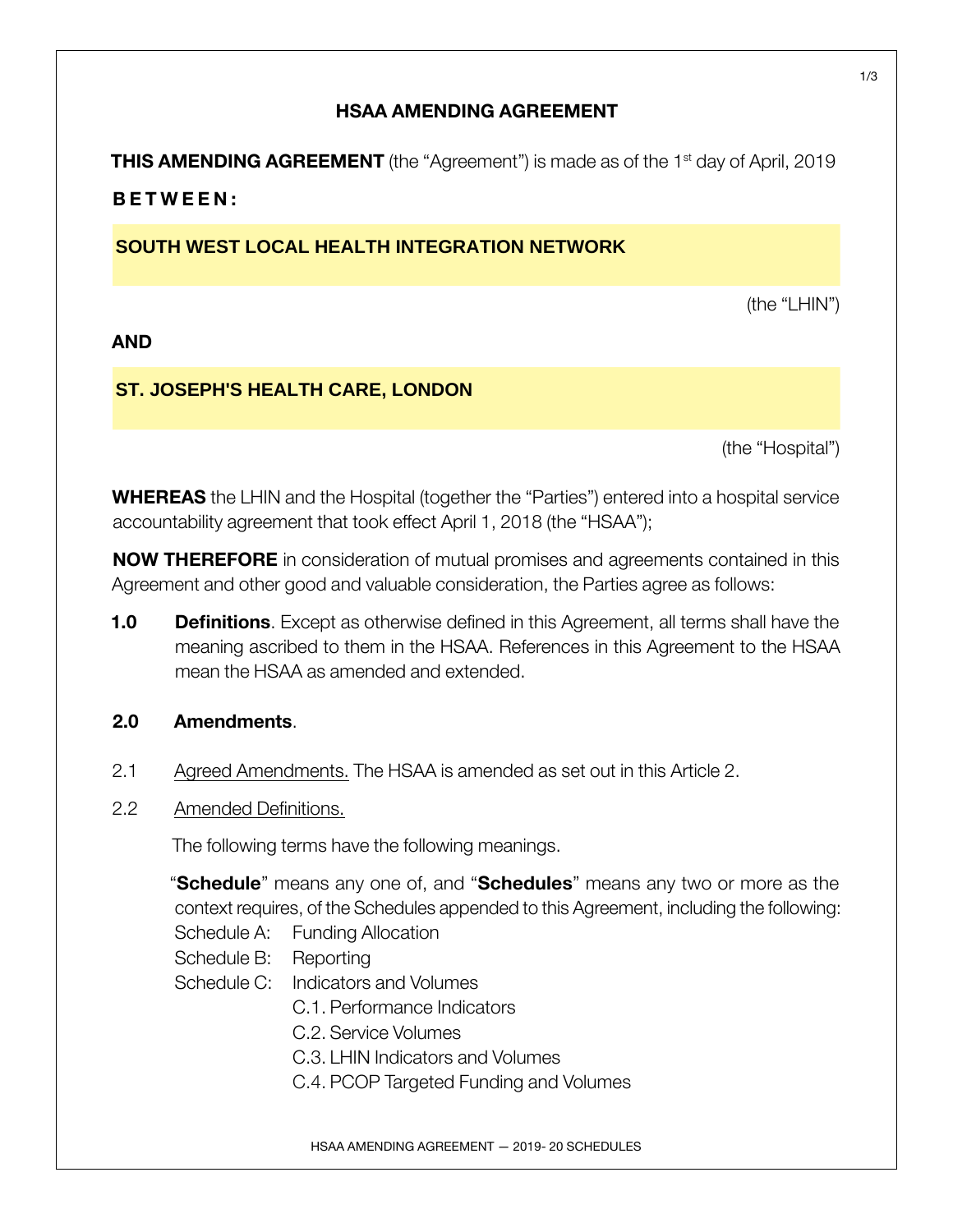# HSAA AMENDING AGREEMENT

**THIS AMENDING AGREEMENT** (the "Agreement") is made as of the 1st day of April, 2019

**B E T W E E N :**

**SOUTH WEST LOCAL HEALTH INTEGRATION NETWORK**

(the "LHIN")

**AND**

**ST. JOSEPH'S HEALTH CARE, LONDON**

(the "Hospital")

**WHEREAS** the LHIN and the Hospital (together the "Parties") entered into a hospital service accountability agreement that took effect April 1, 2018 (the "HSAA");

**NOW THEREFORE** in consideration of mutual promises and agreements contained in this Agreement and other good and valuable consideration, the Parties agree as follows:

**1.0 Definitions**. Except as otherwise defined in this Agreement, all terms shall have the meaning ascribed to them in the HSAA. References in this Agreement to the HSAA mean the HSAA as amended and extended.

**2.0 Amendments**.

2.1 Agreed Amendments. The HSAA is amended as set out in this Article 2.

2.2 Amended Definitions.

The following terms have the following meanings.

"**Schedule**" means any one of, and "**Schedules**" means any two or more as the context requires, of the Schedules appended to this Agreement, including the following:

Schedule A: Funding Allocation
Schedule B: Reporting
Schedule C: Indicators and Volumes
- C.1. Performance Indicators
- C.2. Service Volumes
- C.3. LHIN Indicators and Volumes
- C.4. PCOP Targeted Funding and Volumes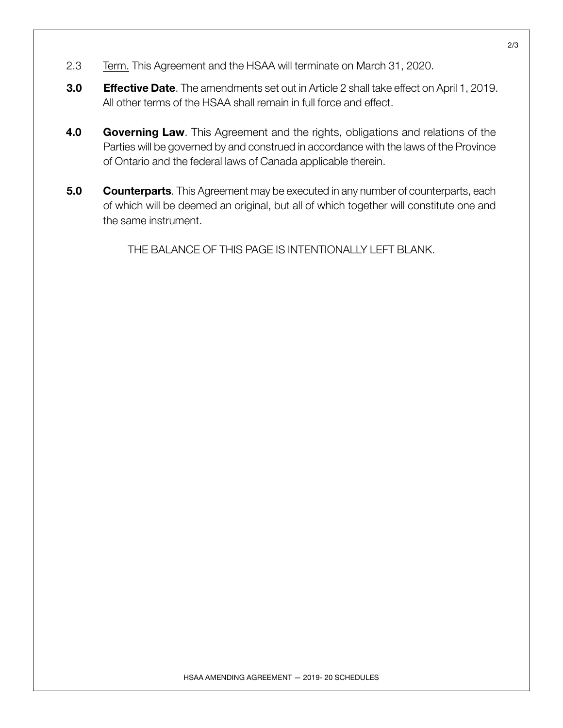2.3 Term. This Agreement and the HSAA will terminate on March 31, 2020.

**3.0 Effective Date**. The amendments set out in Article 2 shall take effect on April 1, 2019. All other terms of the HSAA shall remain in full force and effect.

**4.0 Governing Law**. This Agreement and the rights, obligations and relations of the Parties will be governed by and construed in accordance with the laws of the Province of Ontario and the federal laws of Canada applicable therein.

**5.0 Counterparts**. This Agreement may be executed in any number of counterparts, each of which will be deemed an original, but all of which together will constitute one and the same instrument.

THE BALANCE OF THIS PAGE IS INTENTIONALLY LEFT BLANK.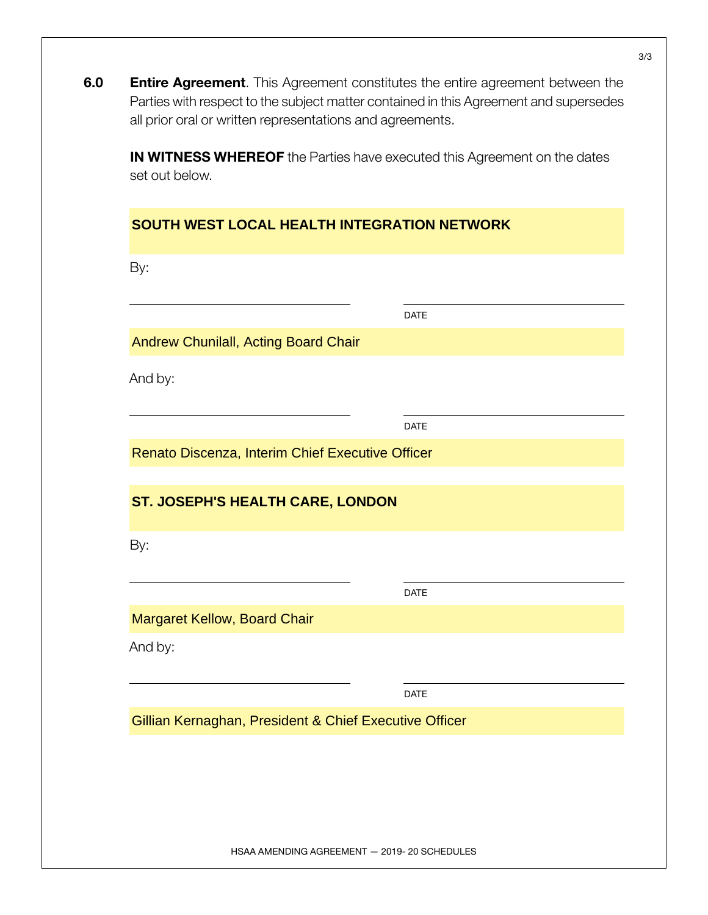**6.0** **Entire Agreement**. This Agreement constitutes the entire agreement between the Parties with respect to the subject matter contained in this Agreement and supersedes all prior oral or written representations and agreements.

**IN WITNESS WHEREOF** the Parties have executed this Agreement on the dates set out below.

**SOUTH WEST LOCAL HEALTH INTEGRATION NETWORK**

By:

\_\_\_\_\_\_\_\_\_\_\_\_\_\_\_\_\_\_\_\_\_\_\_\_\_\_\_\_ \_\_\_\_\_\_\_\_\_\_\_\_\_\_\_\_\_\_\_\_\_\_\_\_\_\_\_\_
DATE

Andrew Chunilall, Acting Board Chair

And by:

\_\_\_\_\_\_\_\_\_\_\_\_\_\_\_\_\_\_\_\_\_\_\_\_\_\_\_\_ \_\_\_\_\_\_\_\_\_\_\_\_\_\_\_\_\_\_\_\_\_\_\_\_\_\_\_\_
DATE

Renato Discenza, Interim Chief Executive Officer

**ST. JOSEPH'S HEALTH CARE, LONDON**

By:

\_\_\_\_\_\_\_\_\_\_\_\_\_\_\_\_\_\_\_\_\_\_\_\_\_\_\_\_ \_\_\_\_\_\_\_\_\_\_\_\_\_\_\_\_\_\_\_\_\_\_\_\_\_\_\_\_
DATE

Margaret Kellow, Board Chair

And by:

\_\_\_\_\_\_\_\_\_\_\_\_\_\_\_\_\_\_\_\_\_\_\_\_\_\_\_\_ \_\_\_\_\_\_\_\_\_\_\_\_\_\_\_\_\_\_\_\_\_\_\_\_\_\_\_\_
DATE

Gillian Kernaghan, President & Chief Executive Officer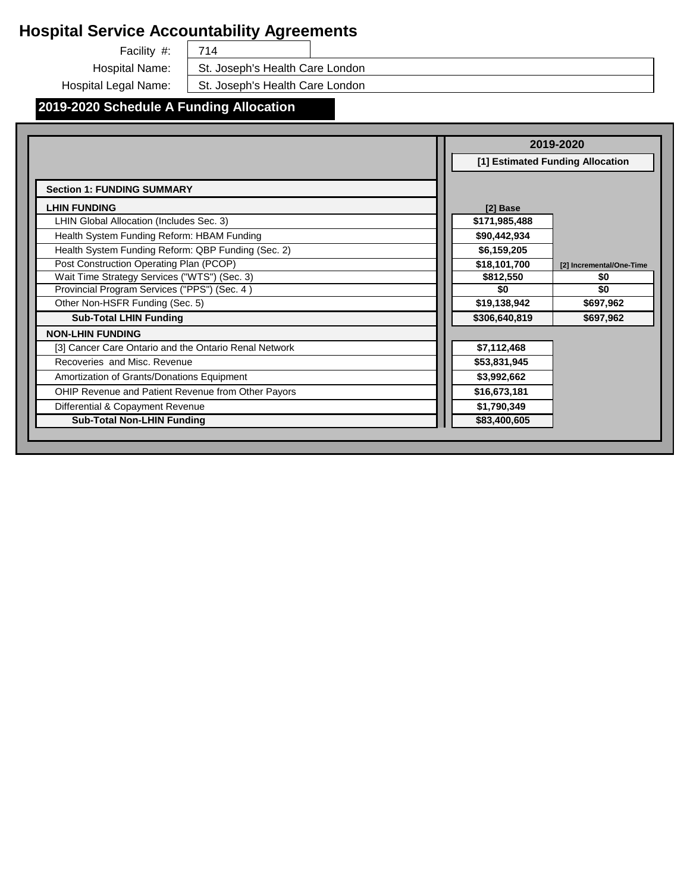# Hospital Service Accountability Agreements

Facility #: 714

Hospital Name: St. Joseph's Health Care London

Hospital Legal Name: St. Joseph's Health Care London

## 2019-2020 Schedule A Funding Allocation

| | 2019-2020 | |
|---|---|---|
| | [1] Estimated Funding Allocation | |
| **Section 1: FUNDING SUMMARY** | | |
| **LHIN FUNDING** | **[2] Base** | **[2] Incremental/One-Time** |
| LHIN Global Allocation (Includes Sec. 3) | **$171,985,488** | |
| Health System Funding Reform: HBAM Funding | **$90,442,934** | |
| Health System Funding Reform: QBP Funding (Sec. 2) | **$6,159,205** | |
| Post Construction Operating Plan (PCOP) | **$18,101,700** | |
| Wait Time Strategy Services ("WTS") (Sec. 3) | **$812,550** | **$0** |
| Provincial Program Services ("PPS") (Sec. 4 ) | **$0** | **$0** |
| Other Non-HSFR Funding (Sec. 5) | **$19,138,942** | **$697,962** |
| **Sub-Total LHIN Funding** | **$306,640,819** | **$697,962** |
| **NON-LHIN FUNDING** | | |
| [3] Cancer Care Ontario and the Ontario Renal Network | **$7,112,468** | |
| Recoveries and Misc. Revenue | **$53,831,945** | |
| Amortization of Grants/Donations Equipment | **$3,992,662** | |
| OHIP Revenue and Patient Revenue from Other Payors | **$16,673,181** | |
| Differential & Copayment Revenue | **$1,790,349** | |
| **Sub-Total Non-LHIN Funding** | **$83,400,605** | |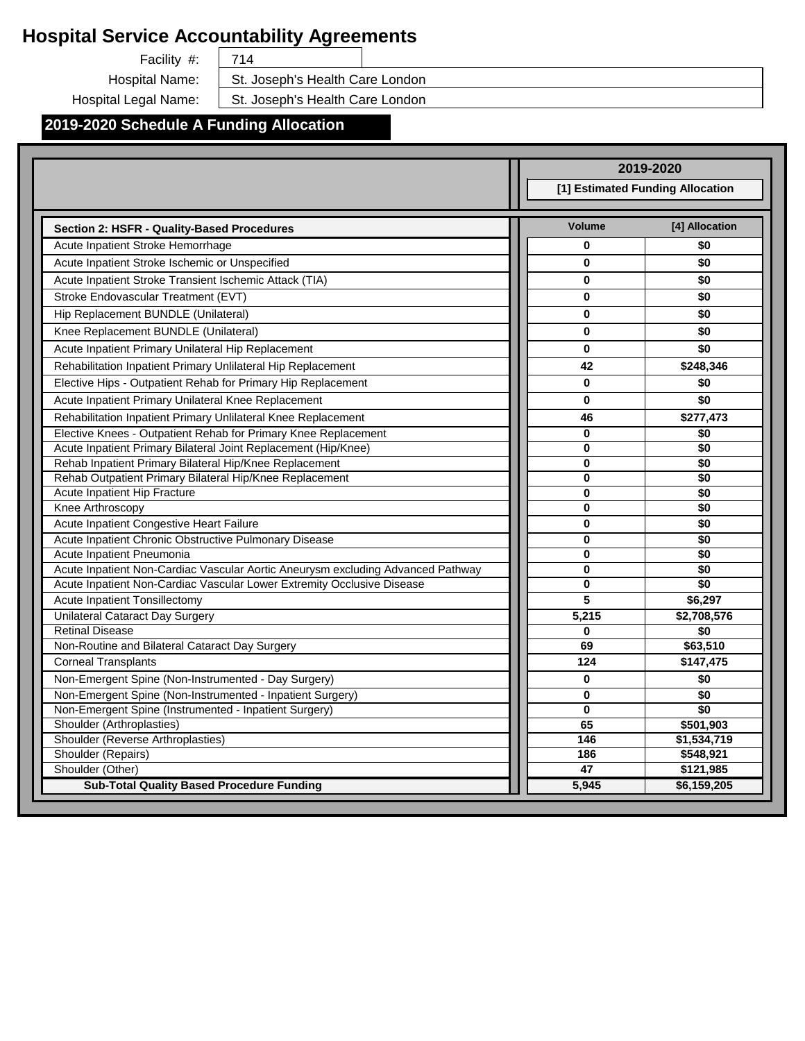# Hospital Service Accountability Agreements

Facility #: 714

Hospital Name: St. Joseph's Health Care London

Hospital Legal Name: St. Joseph's Health Care London

## 2019-2020 Schedule A Funding Allocation

| | 2019-2020 | |
|---|---|---|
| | [1] Estimated Funding Allocation | |
| **Section 2: HSFR - Quality-Based Procedures** | **Volume** | **[4] Allocation** |
| Acute Inpatient Stroke Hemorrhage | 0 | $0 |
| Acute Inpatient Stroke Ischemic or Unspecified | 0 | $0 |
| Acute Inpatient Stroke Transient Ischemic Attack (TIA) | 0 | $0 |
| Stroke Endovascular Treatment (EVT) | 0 | $0 |
| Hip Replacement BUNDLE (Unilateral) | 0 | $0 |
| Knee Replacement BUNDLE (Unilateral) | 0 | $0 |
| Acute Inpatient Primary Unilateral Hip Replacement | 0 | $0 |
| Rehabilitation Inpatient Primary Unlilateral Hip Replacement | 42 | $248,346 |
| Elective Hips - Outpatient Rehab for Primary Hip Replacement | 0 | $0 |
| Acute Inpatient Primary Unilateral Knee Replacement | 0 | $0 |
| Rehabilitation Inpatient Primary Unlilateral Knee Replacement | 46 | $277,473 |
| Elective Knees - Outpatient Rehab for Primary Knee Replacement | 0 | $0 |
| Acute Inpatient Primary Bilateral Joint Replacement (Hip/Knee) | 0 | $0 |
| Rehab Inpatient Primary Bilateral Hip/Knee Replacement | 0 | $0 |
| Rehab Outpatient Primary Bilateral Hip/Knee Replacement | 0 | $0 |
| Acute Inpatient Hip Fracture | 0 | $0 |
| Knee Arthroscopy | 0 | $0 |
| Acute Inpatient Congestive Heart Failure | 0 | $0 |
| Acute Inpatient Chronic Obstructive Pulmonary Disease | 0 | $0 |
| Acute Inpatient Pneumonia | 0 | $0 |
| Acute Inpatient Non-Cardiac Vascular Aortic Aneurysm excluding Advanced Pathway | 0 | $0 |
| Acute Inpatient Non-Cardiac Vascular Lower Extremity Occlusive Disease | 0 | $0 |
| Acute Inpatient Tonsillectomy | 5 | $6,297 |
| Unilateral Cataract Day Surgery | 5,215 | $2,708,576 |
| Retinal Disease | 0 | $0 |
| Non-Routine and Bilateral Cataract Day Surgery | 69 | $63,510 |
| Corneal Transplants | 124 | $147,475 |
| Non-Emergent Spine (Non-Instrumented - Day Surgery) | 0 | $0 |
| Non-Emergent Spine (Non-Instrumented - Inpatient Surgery) | 0 | $0 |
| Non-Emergent Spine (Instrumented - Inpatient Surgery) | 0 | $0 |
| Shoulder (Arthroplasties) | 65 | $501,903 |
| Shoulder (Reverse Arthroplasties) | 146 | $1,534,719 |
| Shoulder (Repairs) | 186 | $548,921 |
| Shoulder (Other) | 47 | $121,985 |
| **Sub-Total Quality Based Procedure Funding** | **5,945** | **$6,159,205** |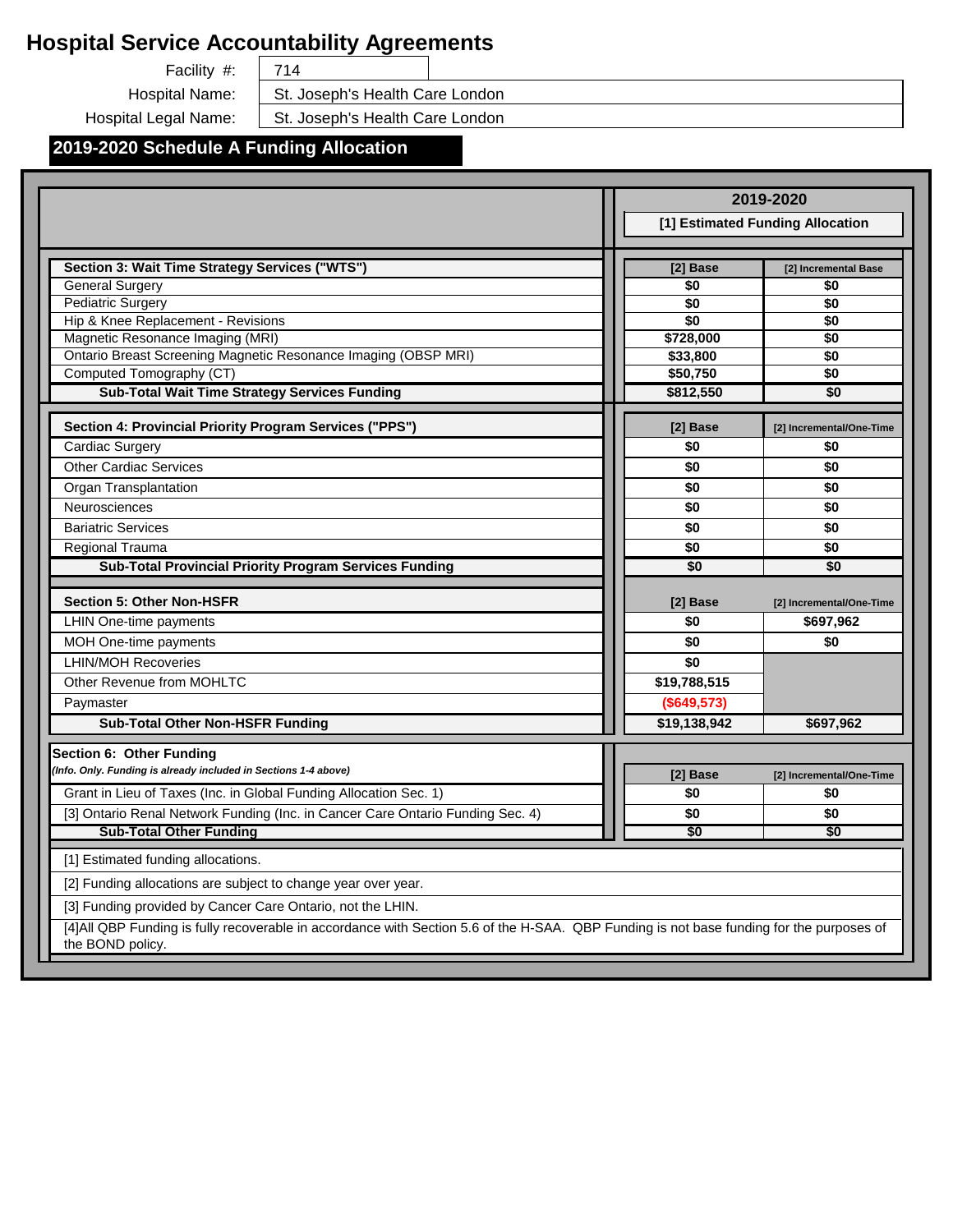# Hospital Service Accountability Agreements

Facility #: 714

Hospital Name: St. Joseph's Health Care London

Hospital Legal Name: St. Joseph's Health Care London

## 2019-2020 Schedule A Funding Allocation

| | 2019-2020 | |
|---|---|---|
| | [1] Estimated Funding Allocation | |
| **Section 3: Wait Time Strategy Services ("WTS")** | **[2] Base** | **[2] Incremental Base** |
| General Surgery | $0 | $0 |
| Pediatric Surgery | $0 | $0 |
| Hip & Knee Replacement - Revisions | $0 | $0 |
| Magnetic Resonance Imaging (MRI) | $728,000 | $0 |
| Ontario Breast Screening Magnetic Resonance Imaging (OBSP MRI) | $33,800 | $0 |
| Computed Tomography (CT) | $50,750 | $0 |
| **Sub-Total Wait Time Strategy Services Funding** | **$812,550** | **$0** |
| **Section 4: Provincial Priority Program Services ("PPS")** | **[2] Base** | **[2] Incremental/One-Time** |
| Cardiac Surgery | $0 | $0 |
| Other Cardiac Services | $0 | $0 |
| Organ Transplantation | $0 | $0 |
| Neurosciences | $0 | $0 |
| Bariatric Services | $0 | $0 |
| Regional Trauma | $0 | $0 |
| **Sub-Total Provincial Priority Program Services Funding** | **$0** | **$0** |
| **Section 5: Other Non-HSFR** | **[2] Base** | **[2] Incremental/One-Time** |
| LHIN One-time payments | $0 | $697,962 |
| MOH One-time payments | $0 | $0 |
| LHIN/MOH Recoveries | $0 | |
| Other Revenue from MOHLTC | $19,788,515 | |
| Paymaster | ($649,573) | |
| **Sub-Total Other Non-HSFR Funding** | **$19,138,942** | **$697,962** |
| **Section 6: Other Funding** *(Info. Only. Funding is already included in Sections 1-4 above)* | **[2] Base** | **[2] Incremental/One-Time** |
| Grant in Lieu of Taxes (Inc. in Global Funding Allocation Sec. 1) | $0 | $0 |
| [3] Ontario Renal Network Funding (Inc. in Cancer Care Ontario Funding Sec. 4) | $0 | $0 |
| **Sub-Total Other Funding** | **$0** | **$0** |

[1] Estimated funding allocations.

[2] Funding allocations are subject to change year over year.

[3] Funding provided by Cancer Care Ontario, not the LHIN.

[4]All QBP Funding is fully recoverable in accordance with Section 5.6 of the H-SAA. QBP Funding is not base funding for the purposes of the BOND policy.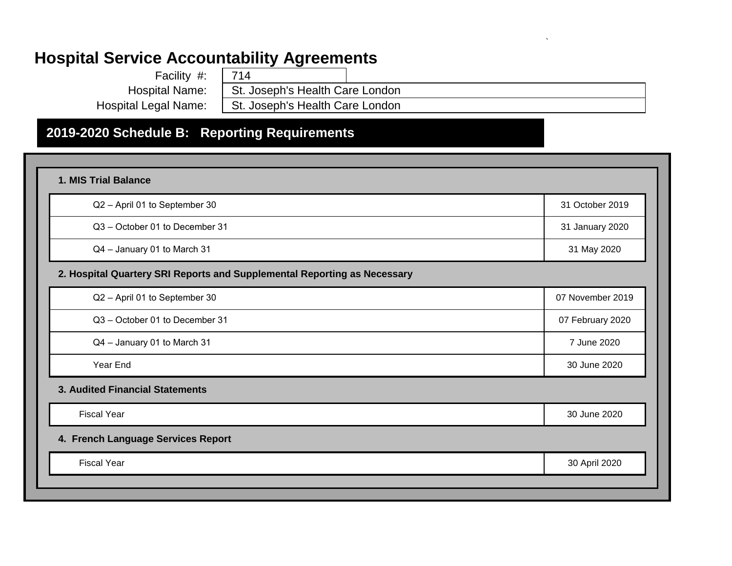# Hospital Service Accountability Agreements

Facility #: 714

Hospital Name: St. Joseph's Health Care London

Hospital Legal Name: St. Joseph's Health Care London

## 2019-2020 Schedule B: Reporting Requirements

**1. MIS Trial Balance**

| | |
|---|---|
| Q2 – April 01 to September 30 | 31 October 2019 |
| Q3 – October 01 to December 31 | 31 January 2020 |
| Q4 – January 01 to March 31 | 31 May 2020 |

**2. Hospital Quartery SRI Reports and Supplemental Reporting as Necessary**

| | |
|---|---|
| Q2 – April 01 to September 30 | 07 November 2019 |
| Q3 – October 01 to December 31 | 07 February 2020 |
| Q4 – January 01 to March 31 | 7 June 2020 |
| Year End | 30 June 2020 |

**3. Audited Financial Statements**

| | |
|---|---|
| Fiscal Year | 30 June 2020 |

**4. French Language Services Report**

| | |
|---|---|
| Fiscal Year | 30 April 2020 |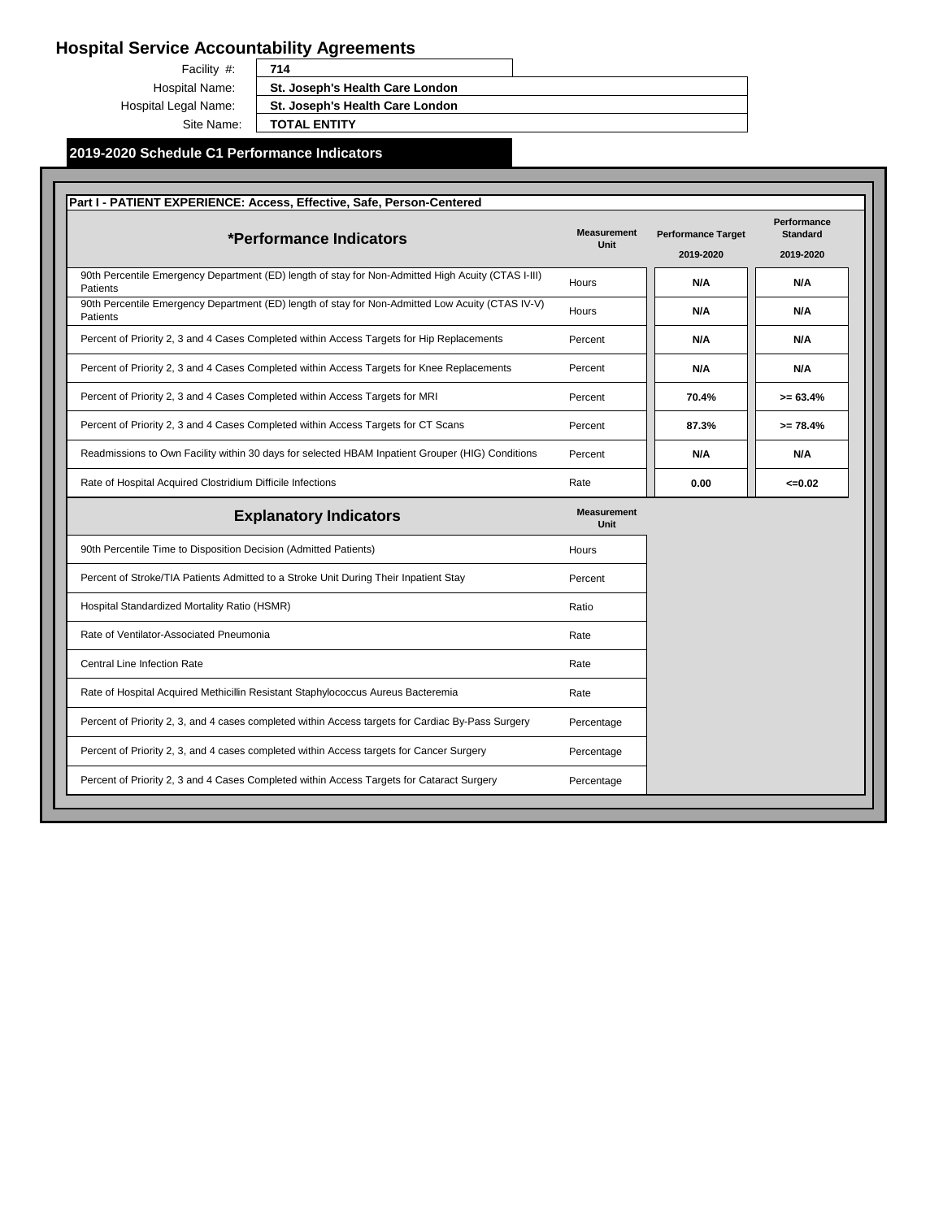# Hospital Service Accountability Agreements

| | |
|---|---|
| Facility #: | **714** |
| Hospital Name: | **St. Joseph's Health Care London** |
| Hospital Legal Name: | **St. Joseph's Health Care London** |
| Site Name: | **TOTAL ENTITY** |

## 2019-2020 Schedule C1 Performance Indicators

### Part I - PATIENT EXPERIENCE: Access, Effective, Safe, Person-Centered

| *Performance Indicators | Measurement Unit | Performance Target 2019-2020 | Performance Standard 2019-2020 |
|---|---|---|---|
| 90th Percentile Emergency Department (ED) length of stay for Non-Admitted High Acuity (CTAS I-III) Patients | Hours | **N/A** | **N/A** |
| 90th Percentile Emergency Department (ED) length of stay for Non-Admitted Low Acuity (CTAS IV-V) Patients | Hours | **N/A** | **N/A** |
| Percent of Priority 2, 3 and 4 Cases Completed within Access Targets for Hip Replacements | Percent | **N/A** | **N/A** |
| Percent of Priority 2, 3 and 4 Cases Completed within Access Targets for Knee Replacements | Percent | **N/A** | **N/A** |
| Percent of Priority 2, 3 and 4 Cases Completed within Access Targets for MRI | Percent | **70.4%** | **>= 63.4%** |
| Percent of Priority 2, 3 and 4 Cases Completed within Access Targets for CT Scans | Percent | **87.3%** | **>= 78.4%** |
| Readmissions to Own Facility within 30 days for selected HBAM Inpatient Grouper (HIG) Conditions | Percent | **N/A** | **N/A** |
| Rate of Hospital Acquired Clostridium Difficile Infections | Rate | **0.00** | **<=0.02** |

| Explanatory Indicators | Measurement Unit |
|---|---|
| 90th Percentile Time to Disposition Decision (Admitted Patients) | Hours |
| Percent of Stroke/TIA Patients Admitted to a Stroke Unit During Their Inpatient Stay | Percent |
| Hospital Standardized Mortality Ratio (HSMR) | Ratio |
| Rate of Ventilator-Associated Pneumonia | Rate |
| Central Line Infection Rate | Rate |
| Rate of Hospital Acquired Methicillin Resistant Staphylococcus Aureus Bacteremia | Rate |
| Percent of Priority 2, 3, and 4 cases completed within Access targets for Cardiac By-Pass Surgery | Percentage |
| Percent of Priority 2, 3, and 4 cases completed within Access targets for Cancer Surgery | Percentage |
| Percent of Priority 2, 3 and 4 Cases Completed within Access Targets for Cataract Surgery | Percentage |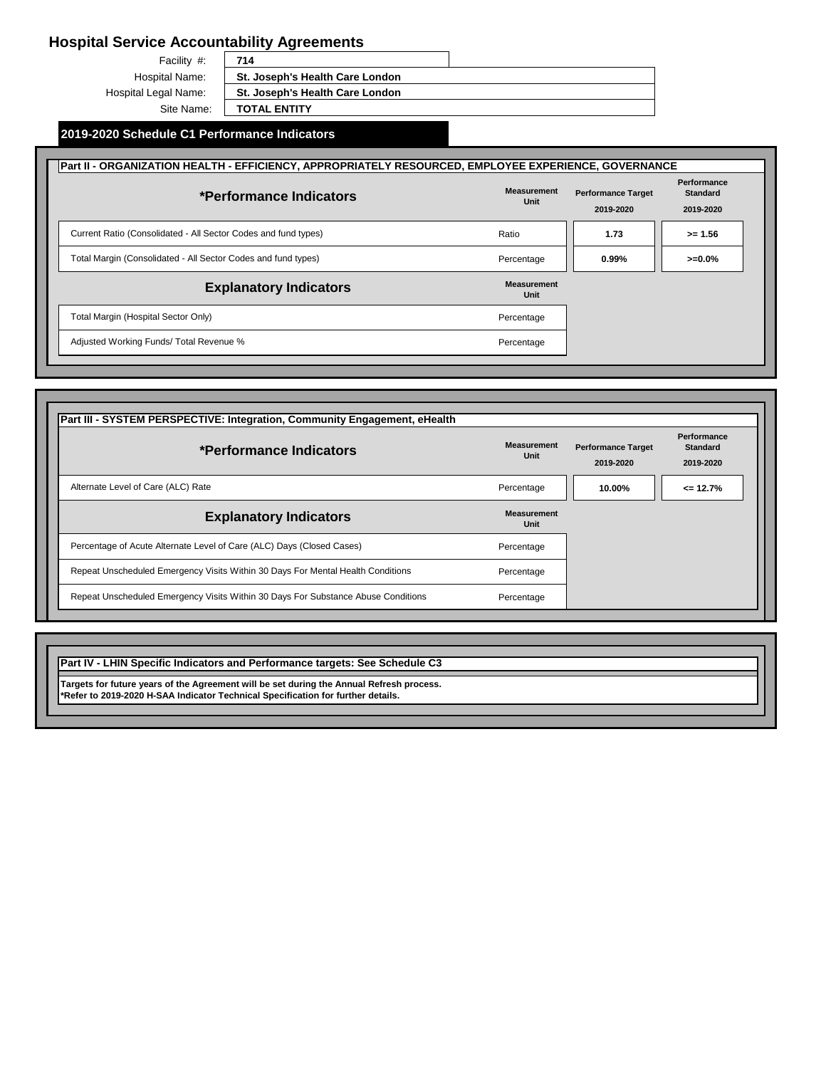# Hospital Service Accountability Agreements

| | |
|---|---|
| Facility #: | 714 |
| Hospital Name: | St. Joseph's Health Care London |
| Hospital Legal Name: | St. Joseph's Health Care London |
| Site Name: | TOTAL ENTITY |

## 2019-2020 Schedule C1 Performance Indicators

### Part II - ORGANIZATION HEALTH - EFFICIENCY, APPROPRIATELY RESOURCED, EMPLOYEE EXPERIENCE, GOVERNANCE

| *Performance Indicators | Measurement Unit | Performance Target 2019-2020 | Performance Standard 2019-2020 |
|---|---|---|---|
| Current Ratio (Consolidated - All Sector Codes and fund types) | Ratio | 1.73 | >= 1.56 |
| Total Margin (Consolidated - All Sector Codes and fund types) | Percentage | 0.99% | >=0.0% |

| Explanatory Indicators | Measurement Unit |
|---|---|
| Total Margin (Hospital Sector Only) | Percentage |
| Adjusted Working Funds/ Total Revenue % | Percentage |

### Part III - SYSTEM PERSPECTIVE: Integration, Community Engagement, eHealth

| *Performance Indicators | Measurement Unit | Performance Target 2019-2020 | Performance Standard 2019-2020 |
|---|---|---|---|
| Alternate Level of Care (ALC) Rate | Percentage | 10.00% | <= 12.7% |

| Explanatory Indicators | Measurement Unit |
|---|---|
| Percentage of Acute Alternate Level of Care (ALC) Days (Closed Cases) | Percentage |
| Repeat Unscheduled Emergency Visits Within 30 Days For Mental Health Conditions | Percentage |
| Repeat Unscheduled Emergency Visits Within 30 Days For Substance Abuse Conditions | Percentage |

### Part IV - LHIN Specific Indicators and Performance targets: See Schedule C3

**Targets for future years of the Agreement will be set during the Annual Refresh process.**
**\*Refer to 2019-2020 H-SAA Indicator Technical Specification for further details.**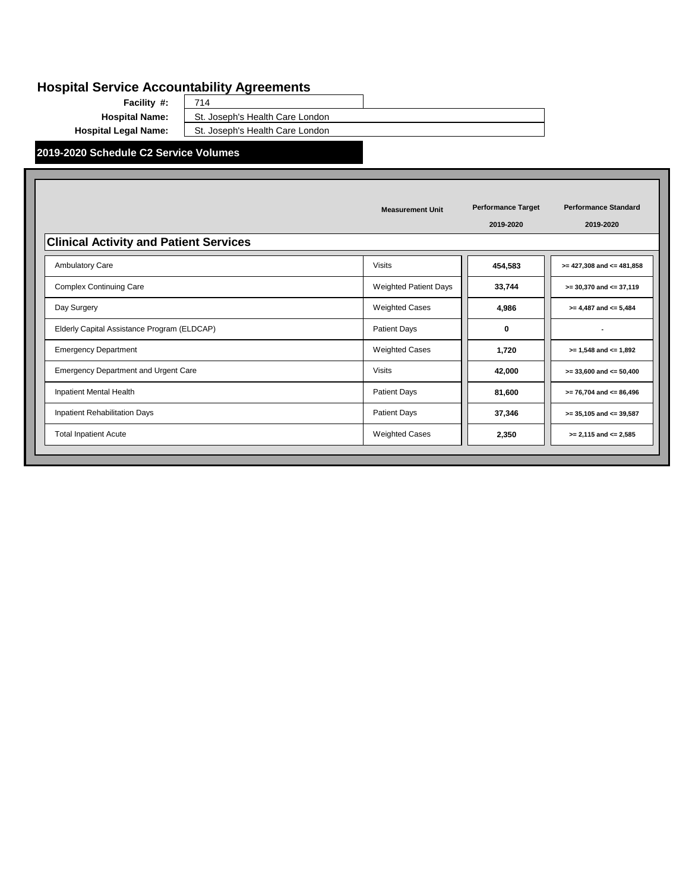# Hospital Service Accountability Agreements

**Facility #:** 714

**Hospital Name:** St. Joseph's Health Care London

**Hospital Legal Name:** St. Joseph's Health Care London

## 2019-2020 Schedule C2 Service Volumes

| | Measurement Unit | Performance Target 2019-2020 | Performance Standard 2019-2020 |
|---|---|---|---|
| **Clinical Activity and Patient Services** | | | |
| Ambulatory Care | Visits | 454,583 | >= 427,308 and <= 481,858 |
| Complex Continuing Care | Weighted Patient Days | 33,744 | >= 30,370 and <= 37,119 |
| Day Surgery | Weighted Cases | 4,986 | >= 4,487 and <= 5,484 |
| Elderly Capital Assistance Program (ELDCAP) | Patient Days | 0 | - |
| Emergency Department | Weighted Cases | 1,720 | >= 1,548 and <= 1,892 |
| Emergency Department and Urgent Care | Visits | 42,000 | >= 33,600 and <= 50,400 |
| Inpatient Mental Health | Patient Days | 81,600 | >= 76,704 and <= 86,496 |
| Inpatient Rehabilitation Days | Patient Days | 37,346 | >= 35,105 and <= 39,587 |
| Total Inpatient Acute | Weighted Cases | 2,350 | >= 2,115 and <= 2,585 |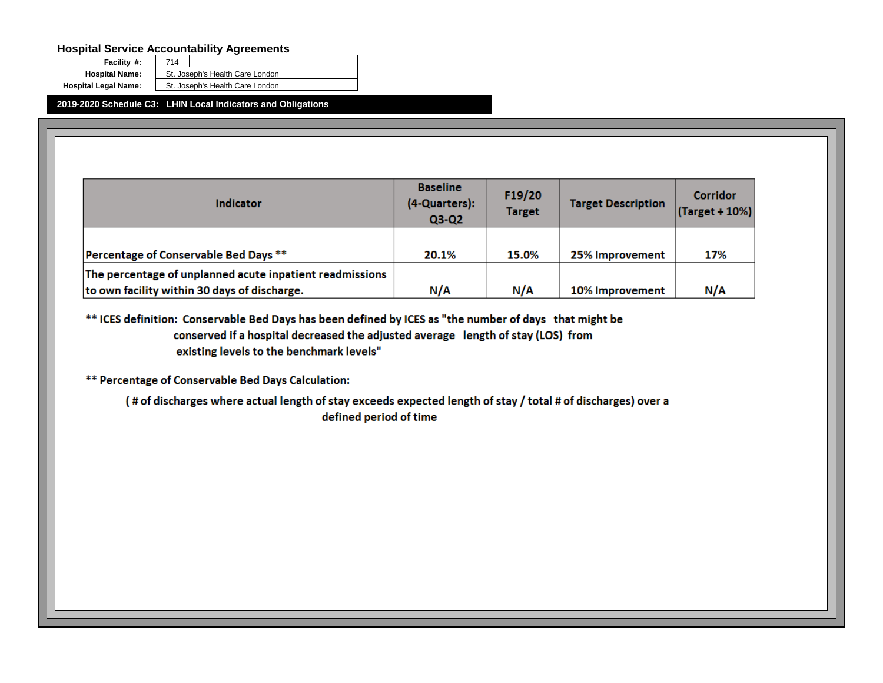## Hospital Service Accountability Agreements

| | |
|---|---|
| **Facility #:** | 714 |
| **Hospital Name:** | St. Joseph's Health Care London |
| **Hospital Legal Name:** | St. Joseph's Health Care London |

### 2019-2020 Schedule C3: LHIN Local Indicators and Obligations

| Indicator | Baseline (4-Quarters): Q3-Q2 | F19/20 Target | Target Description | Corridor (Target + 10%) |
|---|---|---|---|---|
| Percentage of Conservable Bed Days ** | 20.1% | 15.0% | 25% Improvement | 17% |
| The percentage of unplanned acute inpatient readmissions to own facility within 30 days of discharge. | N/A | N/A | 10% Improvement | N/A |

** ICES definition: Conservable Bed Days has been defined by ICES as "the number of days that might be conserved if a hospital decreased the adjusted average length of stay (LOS) from existing levels to the benchmark levels"

** Percentage of Conservable Bed Days Calculation:

( # of discharges where actual length of stay exceeds expected length of stay / total # of discharges) over a defined period of time